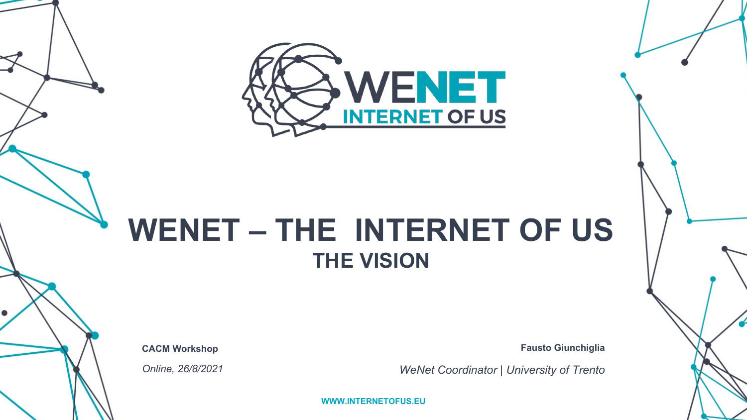WENET
INTERNET OF US

# WENET – THE INTERNET OF US

## THE VISION

**CACM Workshop**

*Online, 26/8/2021*

**Fausto Giunchiglia**

*WeNet Coordinator | University of Trento*

WWW.INTERNETOFUS.EU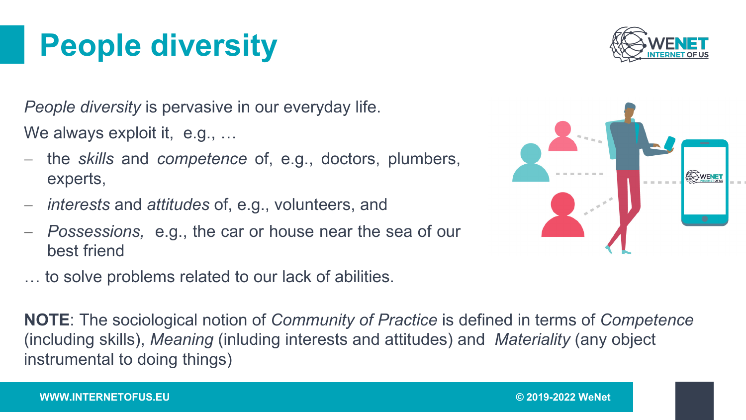# People diversity

*People diversity* is pervasive in our everyday life.

We always exploit it, e.g., …

- the *skills* and *competence* of, e.g., doctors, plumbers, experts,
- *interests* and *attitudes* of, e.g., volunteers, and
- *Possessions,* e.g., the car or house near the sea of our best friend

… to solve problems related to our lack of abilities.

**NOTE**: The sociological notion of *Community of Practice* is defined in terms of *Competence* (including skills), *Meaning* (inluding interests and attitudes) and *Materiality* (any object instrumental to doing things)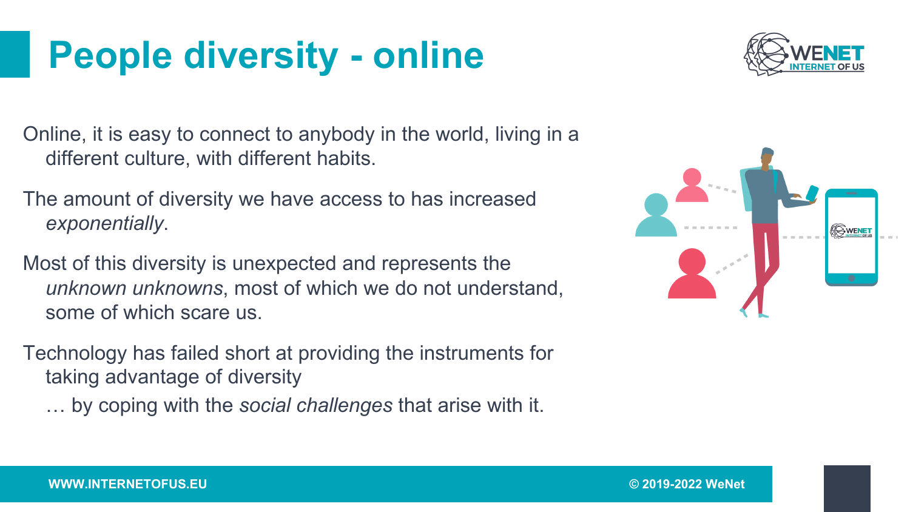# People diversity - online

Online, it is easy to connect to anybody in the world, living in a different culture, with different habits.

The amount of diversity we have access to has increased *exponentially*.

Most of this diversity is unexpected and represents the *unknown unknowns*, most of which we do not understand, some of which scare us.

Technology has failed short at providing the instruments for taking advantage of diversity

… by coping with the *social challenges* that arise with it.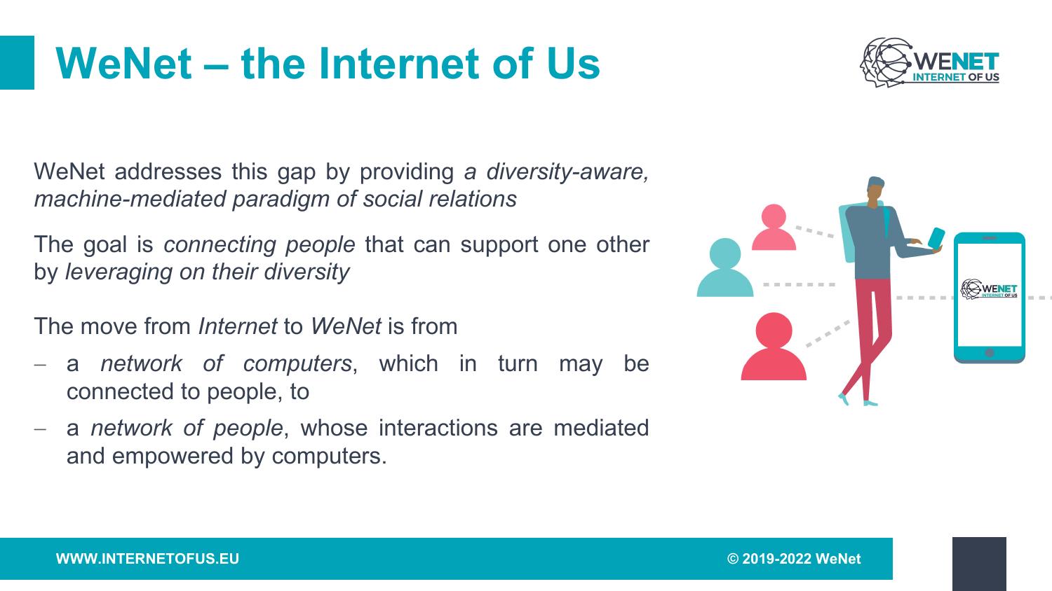# WeNet – the Internet of Us

WeNet addresses this gap by providing *a diversity-aware, machine-mediated paradigm of social relations*

The goal is *connecting people* that can support one other by *leveraging on their diversity*

The move from *Internet* to *WeNet* is from

- a *network of computers*, which in turn may be connected to people, to
- a *network of people*, whose interactions are mediated and empowered by computers.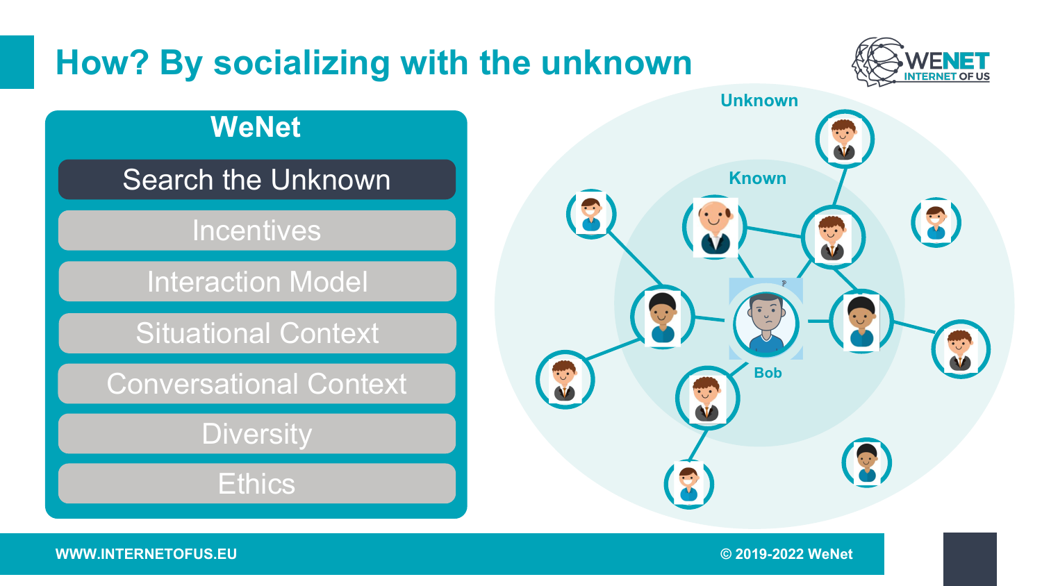# How? By socializing with the unknown

## WeNet

- **Search the Unknown**
- Incentives
- Interaction Model
- Situational Context
- Conversational Context
- Diversity
- Ethics

Unknown

Known

Bob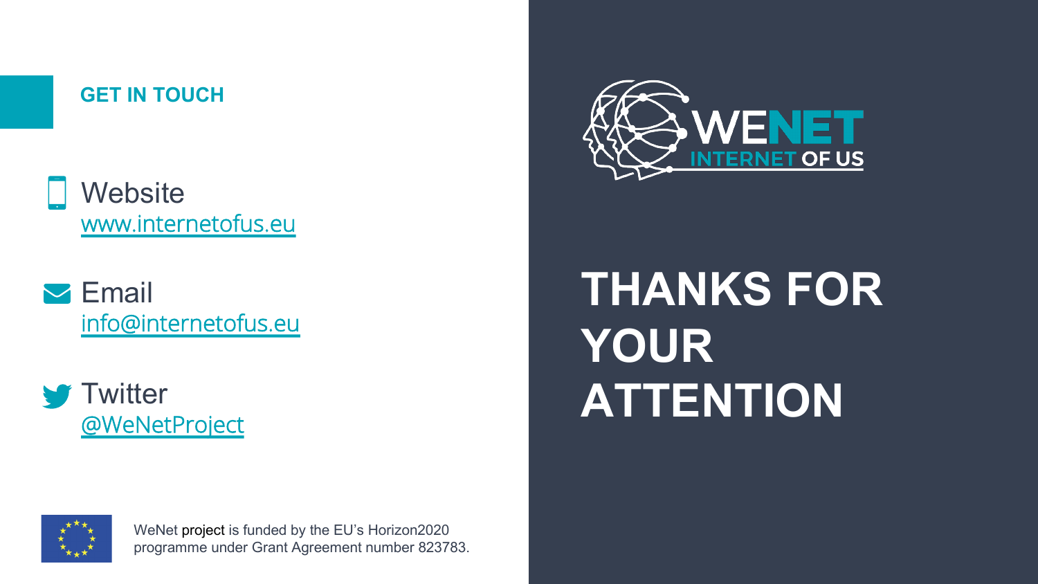## GET IN TOUCH

Website
www.internetofus.eu

Email
info@internetofus.eu

Twitter
@WeNetProject

WeNet project is funded by the EU's Horizon2020 programme under Grant Agreement number 823783.

WENET
INTERNET OF US

# THANKS FOR YOUR ATTENTION